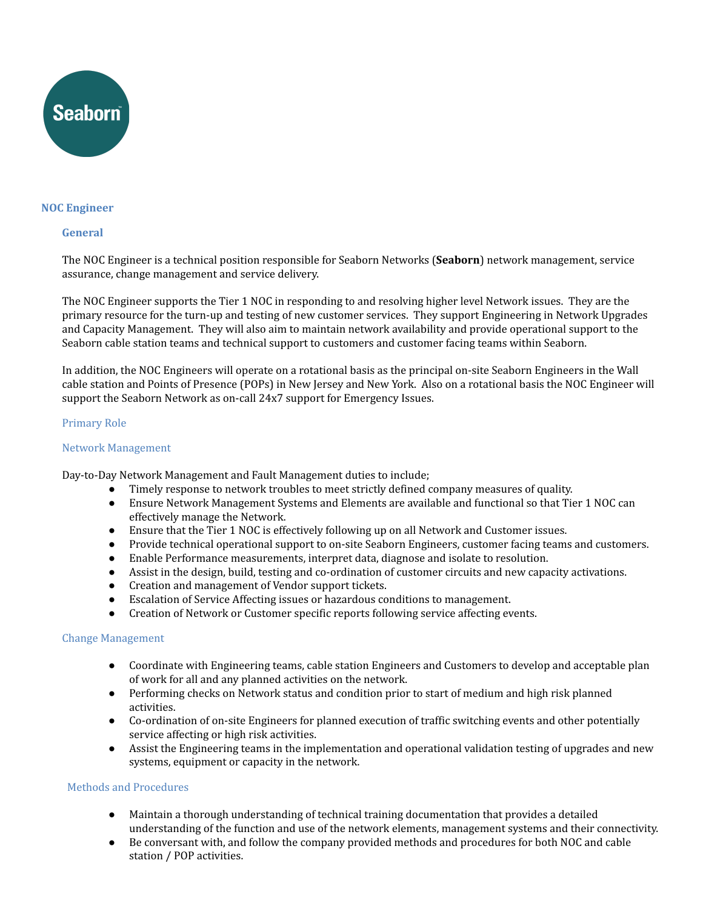Seaborn

## NOC Engineer

### General

The NOC Engineer is a technical position responsible for Seaborn Networks (**Seaborn**) network management, service assurance, change management and service delivery.

The NOC Engineer supports the Tier 1 NOC in responding to and resolving higher level Network issues. They are the primary resource for the turn-up and testing of new customer services. They support Engineering in Network Upgrades and Capacity Management. They will also aim to maintain network availability and provide operational support to the Seaborn cable station teams and technical support to customers and customer facing teams within Seaborn.

In addition, the NOC Engineers will operate on a rotational basis as the principal on-site Seaborn Engineers in the Wall cable station and Points of Presence (POPs) in New Jersey and New York. Also on a rotational basis the NOC Engineer will support the Seaborn Network as on-call 24x7 support for Emergency Issues.

### Primary Role

#### Network Management

Day-to-Day Network Management and Fault Management duties to include;

- Timely response to network troubles to meet strictly defined company measures of quality.
- Ensure Network Management Systems and Elements are available and functional so that Tier 1 NOC can effectively manage the Network.
- Ensure that the Tier 1 NOC is effectively following up on all Network and Customer issues.
- Provide technical operational support to on-site Seaborn Engineers, customer facing teams and customers.
- Enable Performance measurements, interpret data, diagnose and isolate to resolution.
- Assist in the design, build, testing and co-ordination of customer circuits and new capacity activations.
- Creation and management of Vendor support tickets.
- Escalation of Service Affecting issues or hazardous conditions to management.
- Creation of Network or Customer specific reports following service affecting events.

#### Change Management

- Coordinate with Engineering teams, cable station Engineers and Customers to develop and acceptable plan of work for all and any planned activities on the network.
- Performing checks on Network status and condition prior to start of medium and high risk planned activities.
- Co-ordination of on-site Engineers for planned execution of traffic switching events and other potentially service affecting or high risk activities.
- Assist the Engineering teams in the implementation and operational validation testing of upgrades and new systems, equipment or capacity in the network.

#### Methods and Procedures

- Maintain a thorough understanding of technical training documentation that provides a detailed understanding of the function and use of the network elements, management systems and their connectivity.
- Be conversant with, and follow the company provided methods and procedures for both NOC and cable station / POP activities.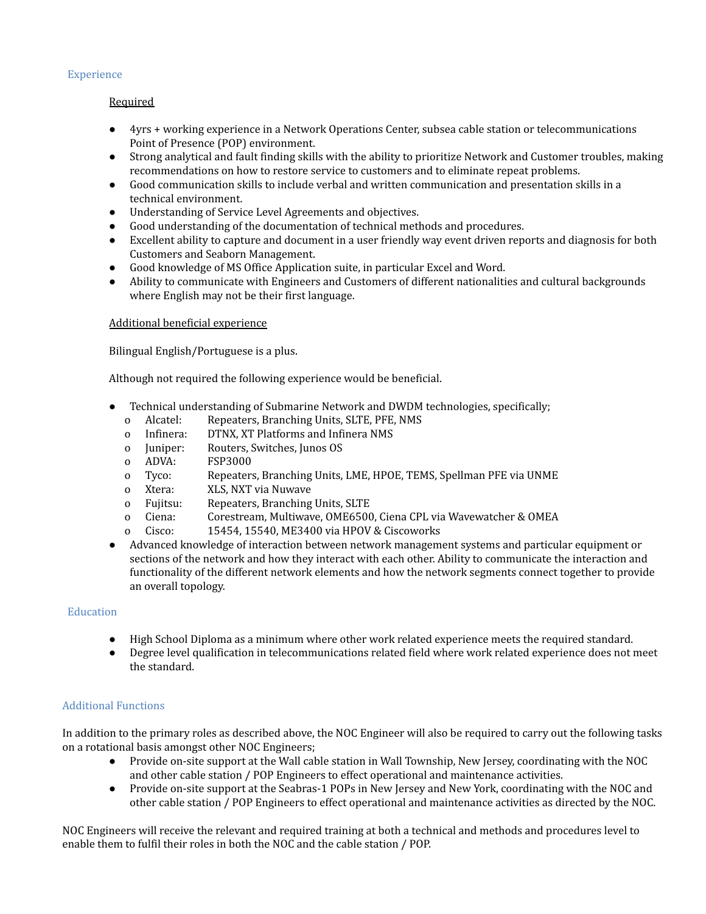## Experience

### Required

- 4yrs + working experience in a Network Operations Center, subsea cable station or telecommunications Point of Presence (POP) environment.
- Strong analytical and fault finding skills with the ability to prioritize Network and Customer troubles, making recommendations on how to restore service to customers and to eliminate repeat problems.
- Good communication skills to include verbal and written communication and presentation skills in a technical environment.
- Understanding of Service Level Agreements and objectives.
- Good understanding of the documentation of technical methods and procedures.
- Excellent ability to capture and document in a user friendly way event driven reports and diagnosis for both Customers and Seaborn Management.
- Good knowledge of MS Office Application suite, in particular Excel and Word.
- Ability to communicate with Engineers and Customers of different nationalities and cultural backgrounds where English may not be their first language.

### Additional beneficial experience

Bilingual English/Portuguese is a plus.

Although not required the following experience would be beneficial.

- Technical understanding of Submarine Network and DWDM technologies, specifically;
  - Alcatel: Repeaters, Branching Units, SLTE, PFE, NMS
  - Infinera: DTNX, XT Platforms and Infinera NMS
  - Juniper: Routers, Switches, Junos OS
  - ADVA: FSP3000
  - Tyco: Repeaters, Branching Units, LME, HPOE, TEMS, Spellman PFE via UNME
  - Xtera: XLS, NXT via Nuwave
  - Fujitsu: Repeaters, Branching Units, SLTE
  - Ciena: Corestream, Multiwave, OME6500, Ciena CPL via Wavewatcher & OMEA
  - Cisco: 15454, 15540, ME3400 via HPOV & Ciscoworks
- Advanced knowledge of interaction between network management systems and particular equipment or sections of the network and how they interact with each other. Ability to communicate the interaction and functionality of the different network elements and how the network segments connect together to provide an overall topology.

## Education

- High School Diploma as a minimum where other work related experience meets the required standard.
- Degree level qualification in telecommunications related field where work related experience does not meet the standard.

## Additional Functions

In addition to the primary roles as described above, the NOC Engineer will also be required to carry out the following tasks on a rotational basis amongst other NOC Engineers;

- Provide on-site support at the Wall cable station in Wall Township, New Jersey, coordinating with the NOC and other cable station / POP Engineers to effect operational and maintenance activities.
- Provide on-site support at the Seabras-1 POPs in New Jersey and New York, coordinating with the NOC and other cable station / POP Engineers to effect operational and maintenance activities as directed by the NOC.

NOC Engineers will receive the relevant and required training at both a technical and methods and procedures level to enable them to fulfil their roles in both the NOC and the cable station / POP.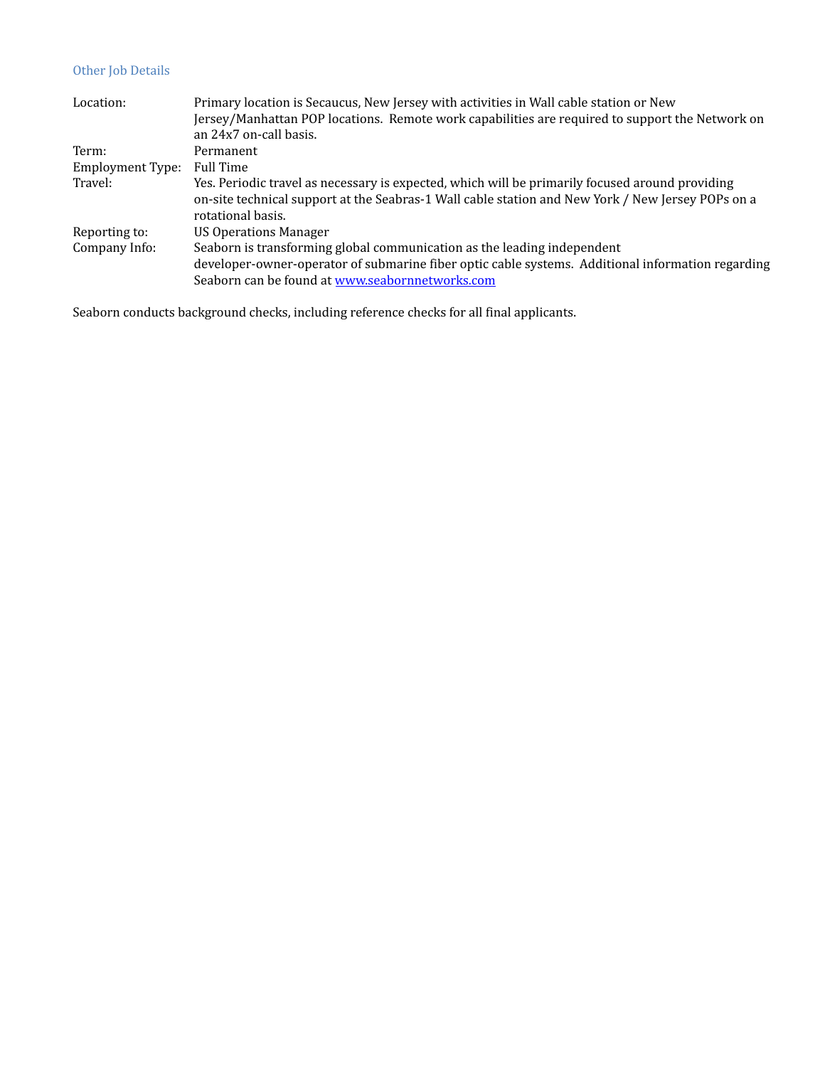## Other Job Details

| | |
|---|---|
| Location: | Primary location is Secaucus, New Jersey with activities in Wall cable station or New Jersey/Manhattan POP locations. Remote work capabilities are required to support the Network on an 24x7 on-call basis. |
| Term: | Permanent |
| Employment Type: | Full Time |
| Travel: | Yes. Periodic travel as necessary is expected, which will be primarily focused around providing on-site technical support at the Seabras-1 Wall cable station and New York / New Jersey POPs on a rotational basis. |
| Reporting to: | US Operations Manager |
| Company Info: | Seaborn is transforming global communication as the leading independent developer-owner-operator of submarine fiber optic cable systems. Additional information regarding Seaborn can be found at [www.seabornnetworks.com](http://www.seabornnetworks.com) |

Seaborn conducts background checks, including reference checks for all final applicants.